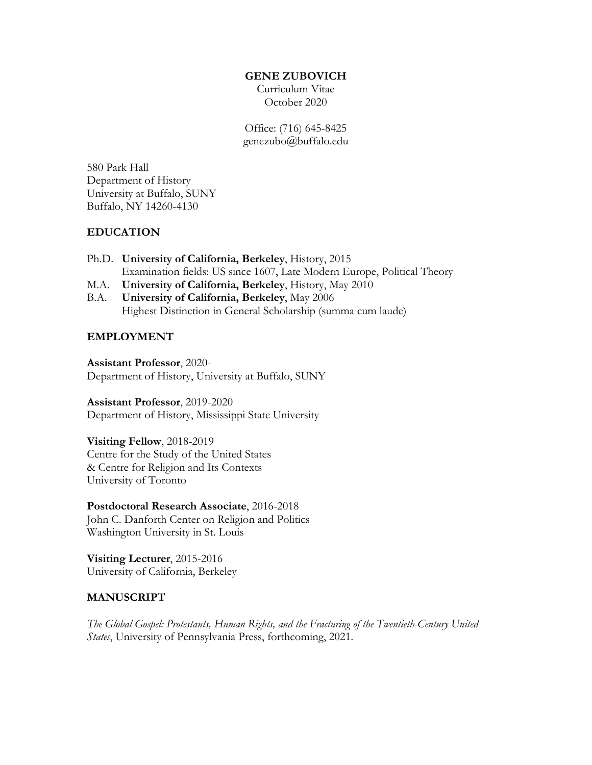# GENE ZUBOVICH

Curriculum Vitae
October 2020

Office: (716) 645-8425
genezubo@buffalo.edu

580 Park Hall
Department of History
University at Buffalo, SUNY
Buffalo, NY 14260-4130

## EDUCATION

Ph.D. **University of California, Berkeley**, History, 2015
Examination fields: US since 1607, Late Modern Europe, Political Theory

M.A. **University of California, Berkeley**, History, May 2010

B.A. **University of California, Berkeley**, May 2006
Highest Distinction in General Scholarship (summa cum laude)

## EMPLOYMENT

**Assistant Professor**, 2020-
Department of History, University at Buffalo, SUNY

**Assistant Professor**, 2019-2020
Department of History, Mississippi State University

**Visiting Fellow**, 2018-2019
Centre for the Study of the United States
& Centre for Religion and Its Contexts
University of Toronto

**Postdoctoral Research Associate**, 2016-2018
John C. Danforth Center on Religion and Politics
Washington University in St. Louis

**Visiting Lecturer**, 2015-2016
University of California, Berkeley

## MANUSCRIPT

*The Global Gospel: Protestants, Human Rights, and the Fracturing of the Twentieth-Century United States*, University of Pennsylvania Press, forthcoming, 2021.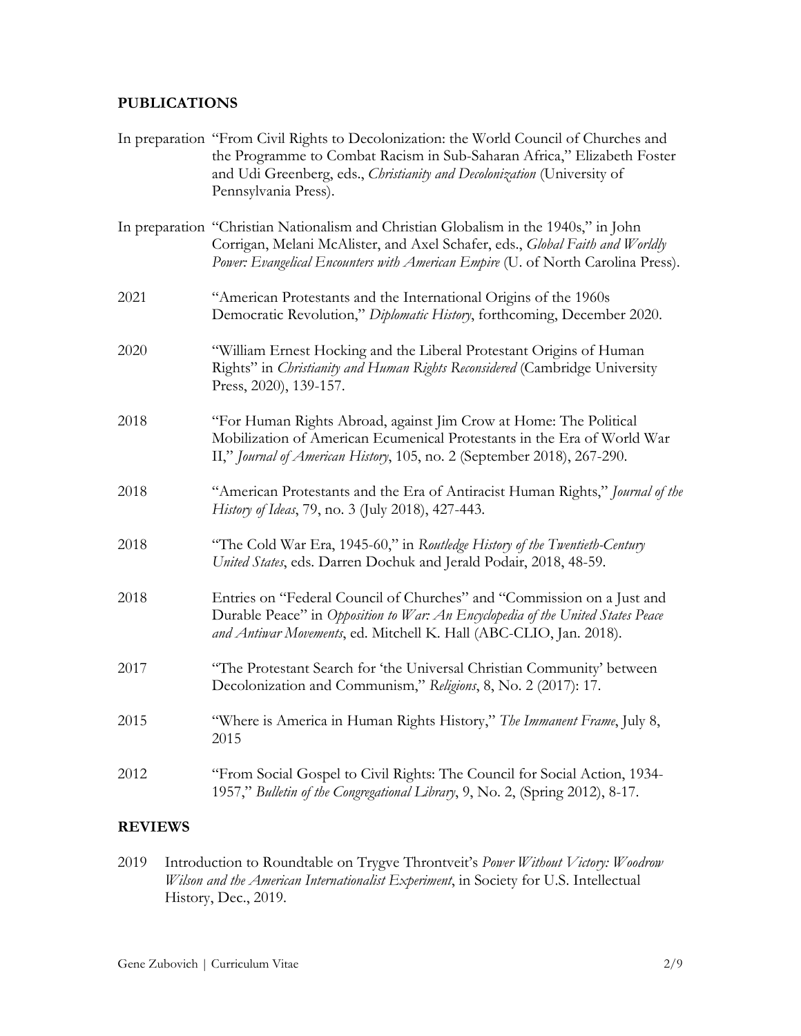## PUBLICATIONS

In preparation "From Civil Rights to Decolonization: the World Council of Churches and the Programme to Combat Racism in Sub-Saharan Africa," Elizabeth Foster and Udi Greenberg, eds., *Christianity and Decolonization* (University of Pennsylvania Press).

In preparation "Christian Nationalism and Christian Globalism in the 1940s," in John Corrigan, Melani McAlister, and Axel Schafer, eds., *Global Faith and Worldly Power: Evangelical Encounters with American Empire* (U. of North Carolina Press).

2021 "American Protestants and the International Origins of the 1960s Democratic Revolution," *Diplomatic History*, forthcoming, December 2020.

2020 "William Ernest Hocking and the Liberal Protestant Origins of Human Rights" in *Christianity and Human Rights Reconsidered* (Cambridge University Press, 2020), 139-157.

2018 "For Human Rights Abroad, against Jim Crow at Home: The Political Mobilization of American Ecumenical Protestants in the Era of World War II," *Journal of American History*, 105, no. 2 (September 2018), 267-290.

2018 "American Protestants and the Era of Antiracist Human Rights," *Journal of the History of Ideas*, 79, no. 3 (July 2018), 427-443.

2018 "The Cold War Era, 1945-60," in *Routledge History of the Twentieth-Century United States*, eds. Darren Dochuk and Jerald Podair, 2018, 48-59.

2018 Entries on "Federal Council of Churches" and "Commission on a Just and Durable Peace" in *Opposition to War: An Encyclopedia of the United States Peace and Antiwar Movements*, ed. Mitchell K. Hall (ABC-CLIO, Jan. 2018).

2017 "The Protestant Search for 'the Universal Christian Community' between Decolonization and Communism," *Religions*, 8, No. 2 (2017): 17.

2015 "Where is America in Human Rights History," *The Immanent Frame*, July 8, 2015

2012 "From Social Gospel to Civil Rights: The Council for Social Action, 1934-1957," *Bulletin of the Congregational Library*, 9, No. 2, (Spring 2012), 8-17.

## REVIEWS

2019 Introduction to Roundtable on Trygve Throntveit's *Power Without Victory: Woodrow Wilson and the American Internationalist Experiment*, in Society for U.S. Intellectual History, Dec., 2019.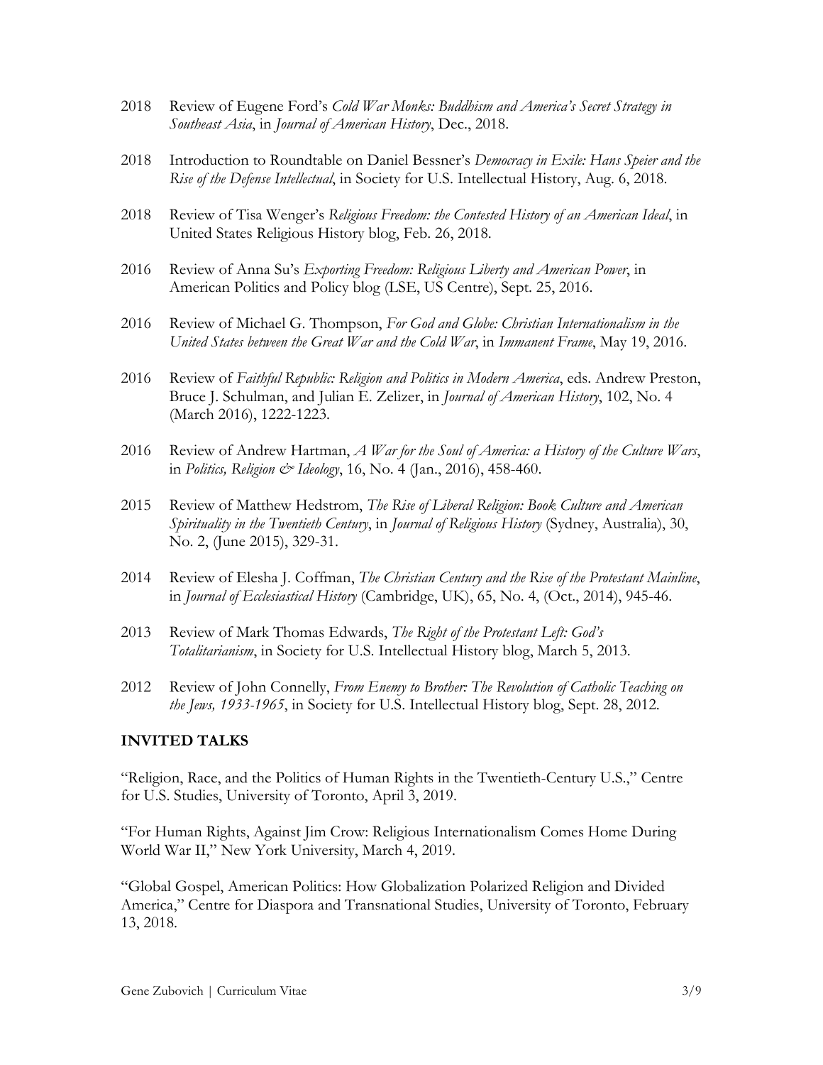2018 Review of Eugene Ford's *Cold War Monks: Buddhism and America's Secret Strategy in Southeast Asia*, in *Journal of American History*, Dec., 2018.

2018 Introduction to Roundtable on Daniel Bessner's *Democracy in Exile: Hans Speier and the Rise of the Defense Intellectual*, in Society for U.S. Intellectual History, Aug. 6, 2018.

2018 Review of Tisa Wenger's *Religious Freedom: the Contested History of an American Ideal*, in United States Religious History blog, Feb. 26, 2018.

2016 Review of Anna Su's *Exporting Freedom: Religious Liberty and American Power*, in American Politics and Policy blog (LSE, US Centre), Sept. 25, 2016.

2016 Review of Michael G. Thompson, *For God and Globe: Christian Internationalism in the United States between the Great War and the Cold War*, in *Immanent Frame*, May 19, 2016.

2016 Review of *Faithful Republic: Religion and Politics in Modern America*, eds. Andrew Preston, Bruce J. Schulman, and Julian E. Zelizer, in *Journal of American History*, 102, No. 4 (March 2016), 1222-1223.

2016 Review of Andrew Hartman, *A War for the Soul of America: a History of the Culture Wars*, in *Politics, Religion & Ideology*, 16, No. 4 (Jan., 2016), 458-460.

2015 Review of Matthew Hedstrom, *The Rise of Liberal Religion: Book Culture and American Spirituality in the Twentieth Century*, in *Journal of Religious History* (Sydney, Australia), 30, No. 2, (June 2015), 329-31.

2014 Review of Elesha J. Coffman, *The Christian Century and the Rise of the Protestant Mainline*, in *Journal of Ecclesiastical History* (Cambridge, UK), 65, No. 4, (Oct., 2014), 945-46.

2013 Review of Mark Thomas Edwards, *The Right of the Protestant Left: God's Totalitarianism*, in Society for U.S. Intellectual History blog, March 5, 2013.

2012 Review of John Connelly, *From Enemy to Brother: The Revolution of Catholic Teaching on the Jews, 1933-1965*, in Society for U.S. Intellectual History blog, Sept. 28, 2012.

## INVITED TALKS

"Religion, Race, and the Politics of Human Rights in the Twentieth-Century U.S.," Centre for U.S. Studies, University of Toronto, April 3, 2019.

"For Human Rights, Against Jim Crow: Religious Internationalism Comes Home During World War II," New York University, March 4, 2019.

"Global Gospel, American Politics: How Globalization Polarized Religion and Divided America," Centre for Diaspora and Transnational Studies, University of Toronto, February 13, 2018.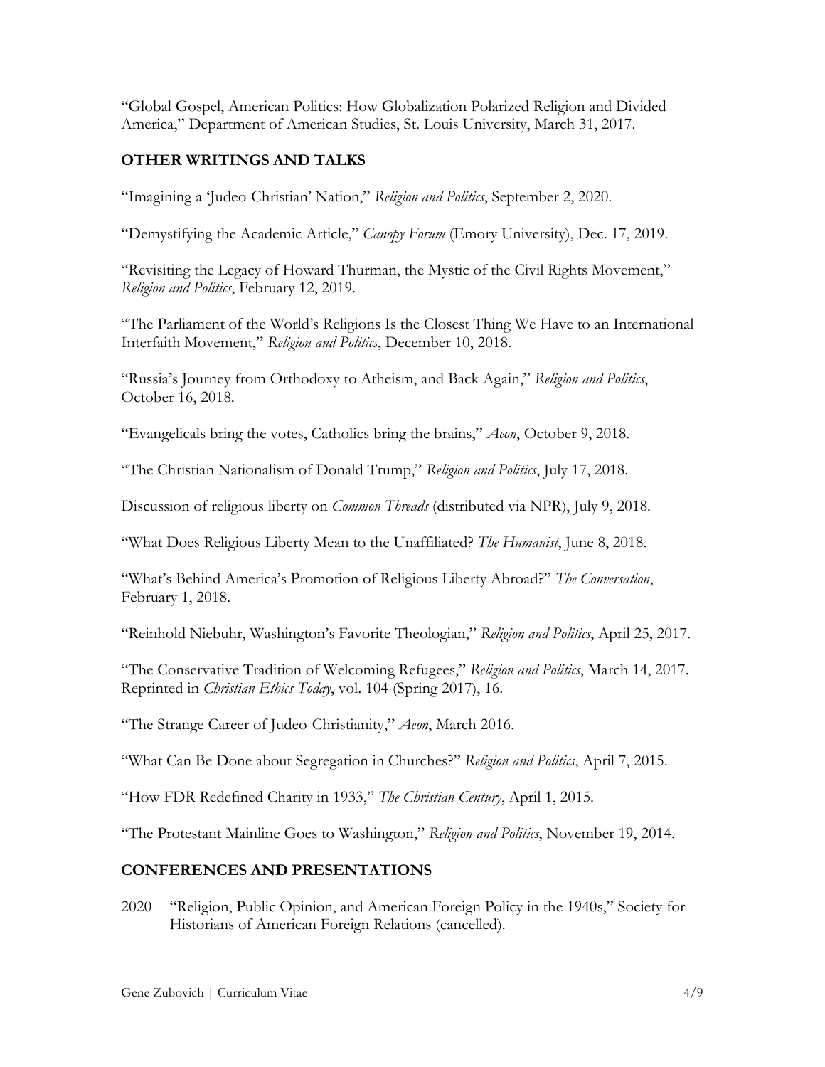"Global Gospel, American Politics: How Globalization Polarized Religion and Divided America," Department of American Studies, St. Louis University, March 31, 2017.

## OTHER WRITINGS AND TALKS

"Imagining a 'Judeo-Christian' Nation," *Religion and Politics*, September 2, 2020.

"Demystifying the Academic Article," *Canopy Forum* (Emory University), Dec. 17, 2019.

"Revisiting the Legacy of Howard Thurman, the Mystic of the Civil Rights Movement," *Religion and Politics*, February 12, 2019.

"The Parliament of the World's Religions Is the Closest Thing We Have to an International Interfaith Movement," *Religion and Politics*, December 10, 2018.

"Russia's Journey from Orthodoxy to Atheism, and Back Again," *Religion and Politics*, October 16, 2018.

"Evangelicals bring the votes, Catholics bring the brains," *Aeon*, October 9, 2018.

"The Christian Nationalism of Donald Trump," *Religion and Politics*, July 17, 2018.

Discussion of religious liberty on *Common Threads* (distributed via NPR), July 9, 2018.

"What Does Religious Liberty Mean to the Unaffiliated? *The Humanist*, June 8, 2018.

"What's Behind America's Promotion of Religious Liberty Abroad?" *The Conversation*, February 1, 2018.

"Reinhold Niebuhr, Washington's Favorite Theologian," *Religion and Politics*, April 25, 2017.

"The Conservative Tradition of Welcoming Refugees," *Religion and Politics*, March 14, 2017. Reprinted in *Christian Ethics Today*, vol. 104 (Spring 2017), 16.

"The Strange Career of Judeo-Christianity," *Aeon*, March 2016.

"What Can Be Done about Segregation in Churches?" *Religion and Politics*, April 7, 2015.

"How FDR Redefined Charity in 1933," *The Christian Century*, April 1, 2015.

"The Protestant Mainline Goes to Washington," *Religion and Politics*, November 19, 2014.

## CONFERENCES AND PRESENTATIONS

2020 "Religion, Public Opinion, and American Foreign Policy in the 1940s," Society for Historians of American Foreign Relations (cancelled).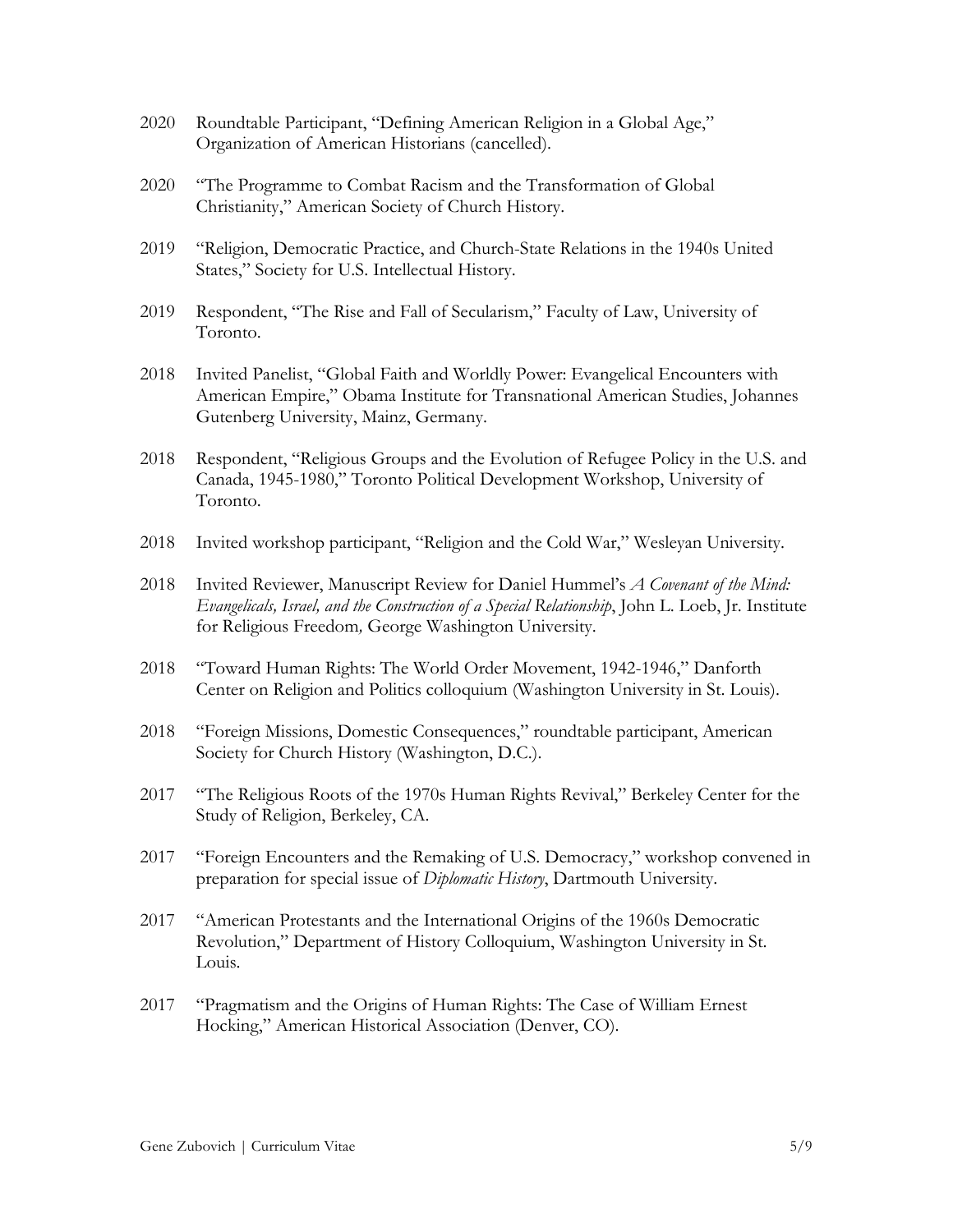2020 Roundtable Participant, "Defining American Religion in a Global Age," Organization of American Historians (cancelled).

2020 "The Programme to Combat Racism and the Transformation of Global Christianity," American Society of Church History.

2019 "Religion, Democratic Practice, and Church-State Relations in the 1940s United States," Society for U.S. Intellectual History.

2019 Respondent, "The Rise and Fall of Secularism," Faculty of Law, University of Toronto.

2018 Invited Panelist, "Global Faith and Worldly Power: Evangelical Encounters with American Empire," Obama Institute for Transnational American Studies, Johannes Gutenberg University, Mainz, Germany.

2018 Respondent, "Religious Groups and the Evolution of Refugee Policy in the U.S. and Canada, 1945-1980," Toronto Political Development Workshop, University of Toronto.

2018 Invited workshop participant, "Religion and the Cold War," Wesleyan University.

2018 Invited Reviewer, Manuscript Review for Daniel Hummel's *A Covenant of the Mind: Evangelicals, Israel, and the Construction of a Special Relationship*, John L. Loeb, Jr. Institute for Religious Freedom*,* George Washington University.

2018 "Toward Human Rights: The World Order Movement, 1942-1946," Danforth Center on Religion and Politics colloquium (Washington University in St. Louis).

2018 "Foreign Missions, Domestic Consequences," roundtable participant, American Society for Church History (Washington, D.C.).

2017 "The Religious Roots of the 1970s Human Rights Revival," Berkeley Center for the Study of Religion, Berkeley, CA.

2017 "Foreign Encounters and the Remaking of U.S. Democracy," workshop convened in preparation for special issue of *Diplomatic History*, Dartmouth University.

2017 "American Protestants and the International Origins of the 1960s Democratic Revolution," Department of History Colloquium, Washington University in St. Louis.

2017 "Pragmatism and the Origins of Human Rights: The Case of William Ernest Hocking," American Historical Association (Denver, CO).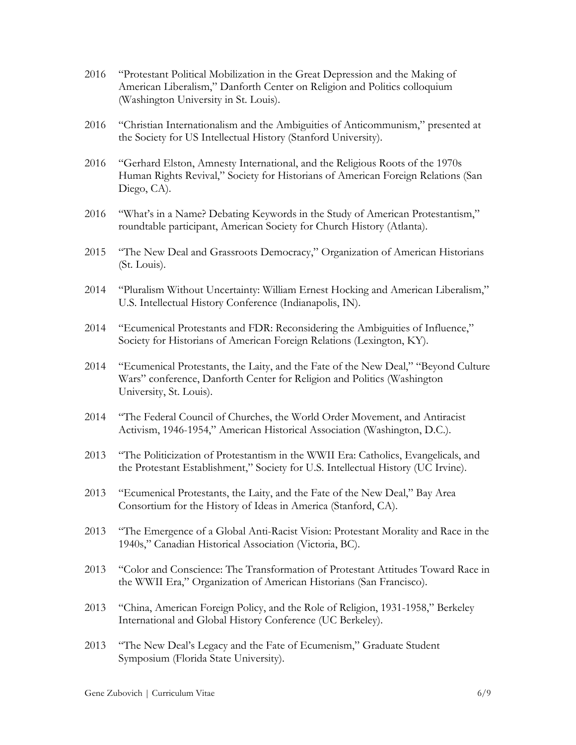2016 "Protestant Political Mobilization in the Great Depression and the Making of American Liberalism," Danforth Center on Religion and Politics colloquium (Washington University in St. Louis).

2016 "Christian Internationalism and the Ambiguities of Anticommunism," presented at the Society for US Intellectual History (Stanford University).

2016 "Gerhard Elston, Amnesty International, and the Religious Roots of the 1970s Human Rights Revival," Society for Historians of American Foreign Relations (San Diego, CA).

2016 "What's in a Name? Debating Keywords in the Study of American Protestantism," roundtable participant, American Society for Church History (Atlanta).

2015 "The New Deal and Grassroots Democracy," Organization of American Historians (St. Louis).

2014 "Pluralism Without Uncertainty: William Ernest Hocking and American Liberalism," U.S. Intellectual History Conference (Indianapolis, IN).

2014 "Ecumenical Protestants and FDR: Reconsidering the Ambiguities of Influence," Society for Historians of American Foreign Relations (Lexington, KY).

2014 "Ecumenical Protestants, the Laity, and the Fate of the New Deal," "Beyond Culture Wars" conference, Danforth Center for Religion and Politics (Washington University, St. Louis).

2014 "The Federal Council of Churches, the World Order Movement, and Antiracist Activism, 1946-1954," American Historical Association (Washington, D.C.).

2013 "The Politicization of Protestantism in the WWII Era: Catholics, Evangelicals, and the Protestant Establishment," Society for U.S. Intellectual History (UC Irvine).

2013 "Ecumenical Protestants, the Laity, and the Fate of the New Deal," Bay Area Consortium for the History of Ideas in America (Stanford, CA).

2013 "The Emergence of a Global Anti-Racist Vision: Protestant Morality and Race in the 1940s," Canadian Historical Association (Victoria, BC).

2013 "Color and Conscience: The Transformation of Protestant Attitudes Toward Race in the WWII Era," Organization of American Historians (San Francisco).

2013 "China, American Foreign Policy, and the Role of Religion, 1931-1958," Berkeley International and Global History Conference (UC Berkeley).

2013 "The New Deal's Legacy and the Fate of Ecumenism," Graduate Student Symposium (Florida State University).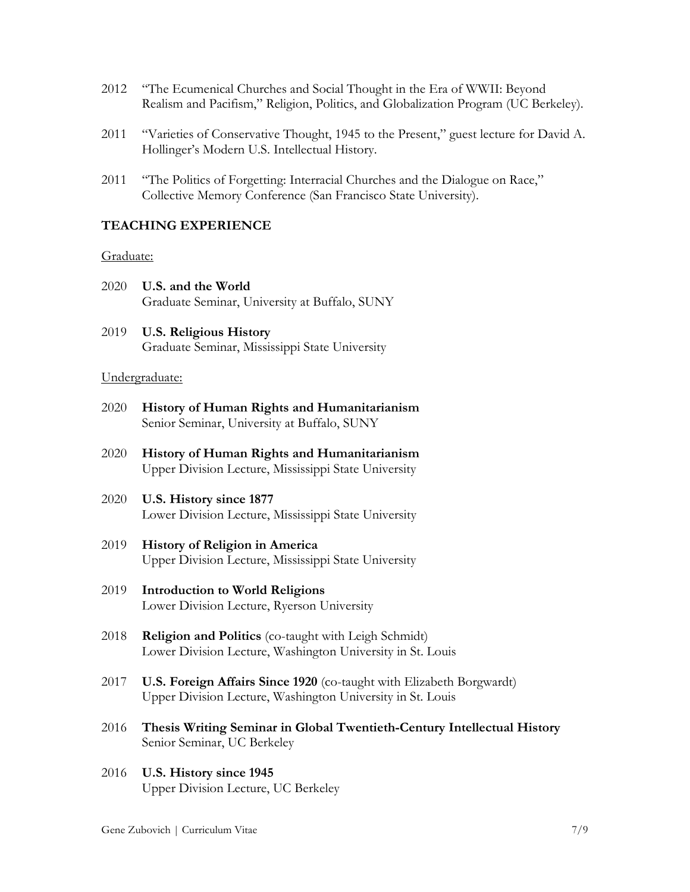2012 "The Ecumenical Churches and Social Thought in the Era of WWII: Beyond Realism and Pacifism," Religion, Politics, and Globalization Program (UC Berkeley).

2011 "Varieties of Conservative Thought, 1945 to the Present," guest lecture for David A. Hollinger's Modern U.S. Intellectual History.

2011 "The Politics of Forgetting: Interracial Churches and the Dialogue on Race," Collective Memory Conference (San Francisco State University).

## TEACHING EXPERIENCE

Graduate:

2020 **U.S. and the World**
Graduate Seminar, University at Buffalo, SUNY

2019 **U.S. Religious History**
Graduate Seminar, Mississippi State University

Undergraduate:

2020 **History of Human Rights and Humanitarianism**
Senior Seminar, University at Buffalo, SUNY

2020 **History of Human Rights and Humanitarianism**
Upper Division Lecture, Mississippi State University

2020 **U.S. History since 1877**
Lower Division Lecture, Mississippi State University

2019 **History of Religion in America**
Upper Division Lecture, Mississippi State University

2019 **Introduction to World Religions**
Lower Division Lecture, Ryerson University

2018 **Religion and Politics** (co-taught with Leigh Schmidt)
Lower Division Lecture, Washington University in St. Louis

2017 **U.S. Foreign Affairs Since 1920** (co-taught with Elizabeth Borgwardt)
Upper Division Lecture, Washington University in St. Louis

2016 **Thesis Writing Seminar in Global Twentieth-Century Intellectual History**
Senior Seminar, UC Berkeley

2016 **U.S. History since 1945**
Upper Division Lecture, UC Berkeley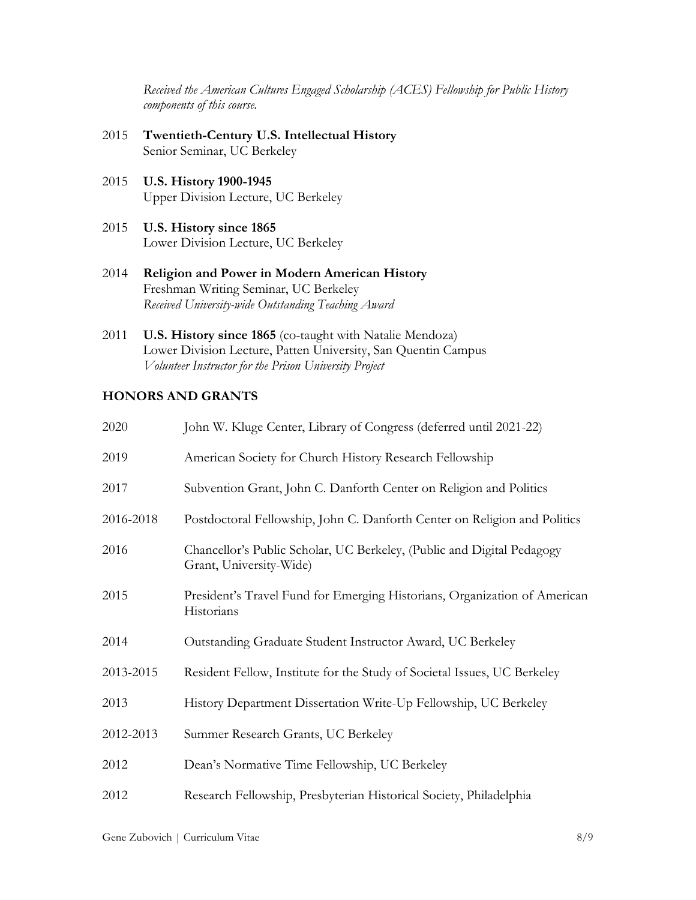*Received the American Cultures Engaged Scholarship (ACES) Fellowship for Public History components of this course.*

2015 **Twentieth-Century U.S. Intellectual History**
Senior Seminar, UC Berkeley

2015 **U.S. History 1900-1945**
Upper Division Lecture, UC Berkeley

2015 **U.S. History since 1865**
Lower Division Lecture, UC Berkeley

2014 **Religion and Power in Modern American History**
Freshman Writing Seminar, UC Berkeley
*Received University-wide Outstanding Teaching Award*

2011 **U.S. History since 1865** (co-taught with Natalie Mendoza)
Lower Division Lecture, Patten University, San Quentin Campus
*Volunteer Instructor for the Prison University Project*

## HONORS AND GRANTS

| | |
|---|---|
| 2020 | John W. Kluge Center, Library of Congress (deferred until 2021-22) |
| 2019 | American Society for Church History Research Fellowship |
| 2017 | Subvention Grant, John C. Danforth Center on Religion and Politics |
| 2016-2018 | Postdoctoral Fellowship, John C. Danforth Center on Religion and Politics |
| 2016 | Chancellor's Public Scholar, UC Berkeley, (Public and Digital Pedagogy Grant, University-Wide) |
| 2015 | President's Travel Fund for Emerging Historians, Organization of American Historians |
| 2014 | Outstanding Graduate Student Instructor Award, UC Berkeley |
| 2013-2015 | Resident Fellow, Institute for the Study of Societal Issues, UC Berkeley |
| 2013 | History Department Dissertation Write-Up Fellowship, UC Berkeley |
| 2012-2013 | Summer Research Grants, UC Berkeley |
| 2012 | Dean's Normative Time Fellowship, UC Berkeley |
| 2012 | Research Fellowship, Presbyterian Historical Society, Philadelphia |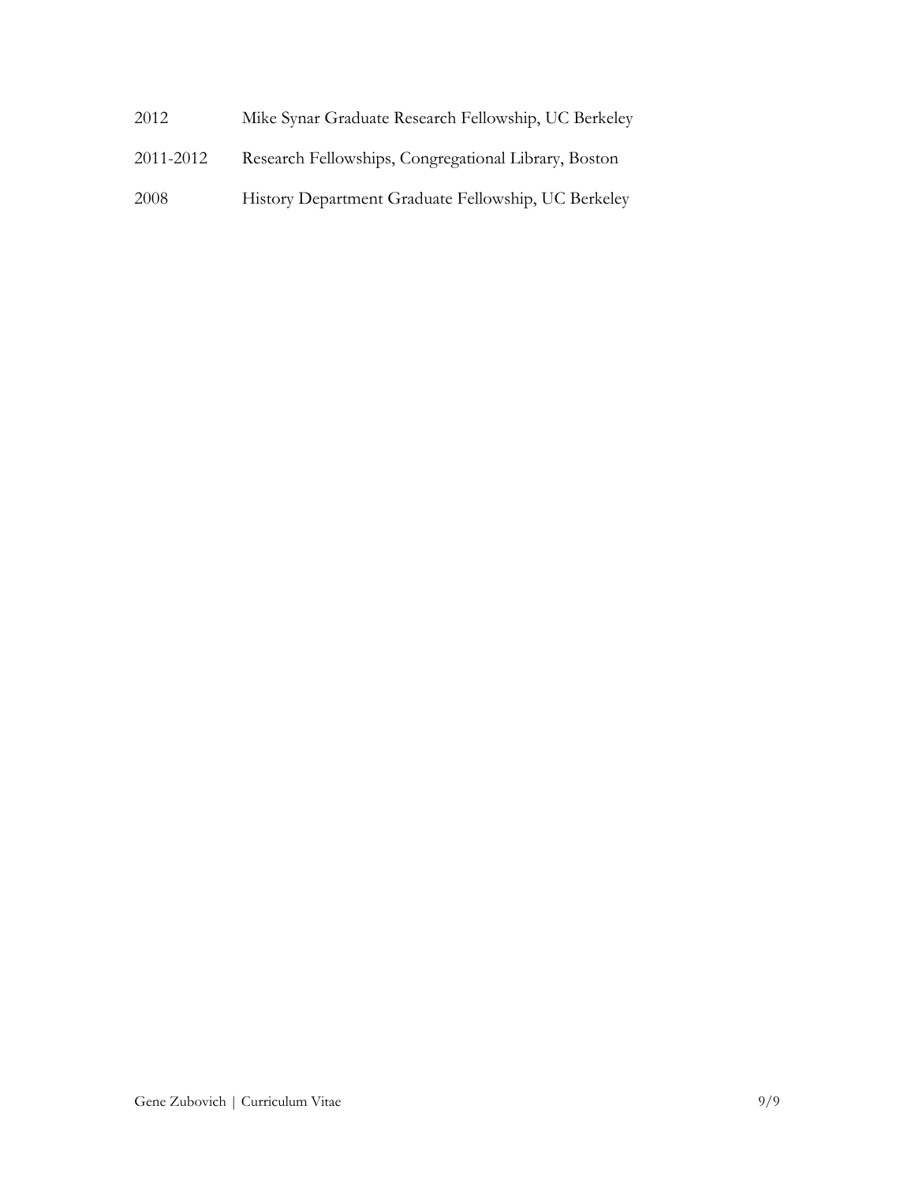| | |
|---|---|
| 2012 | Mike Synar Graduate Research Fellowship, UC Berkeley |
| 2011-2012 | Research Fellowships, Congregational Library, Boston |
| 2008 | History Department Graduate Fellowship, UC Berkeley |